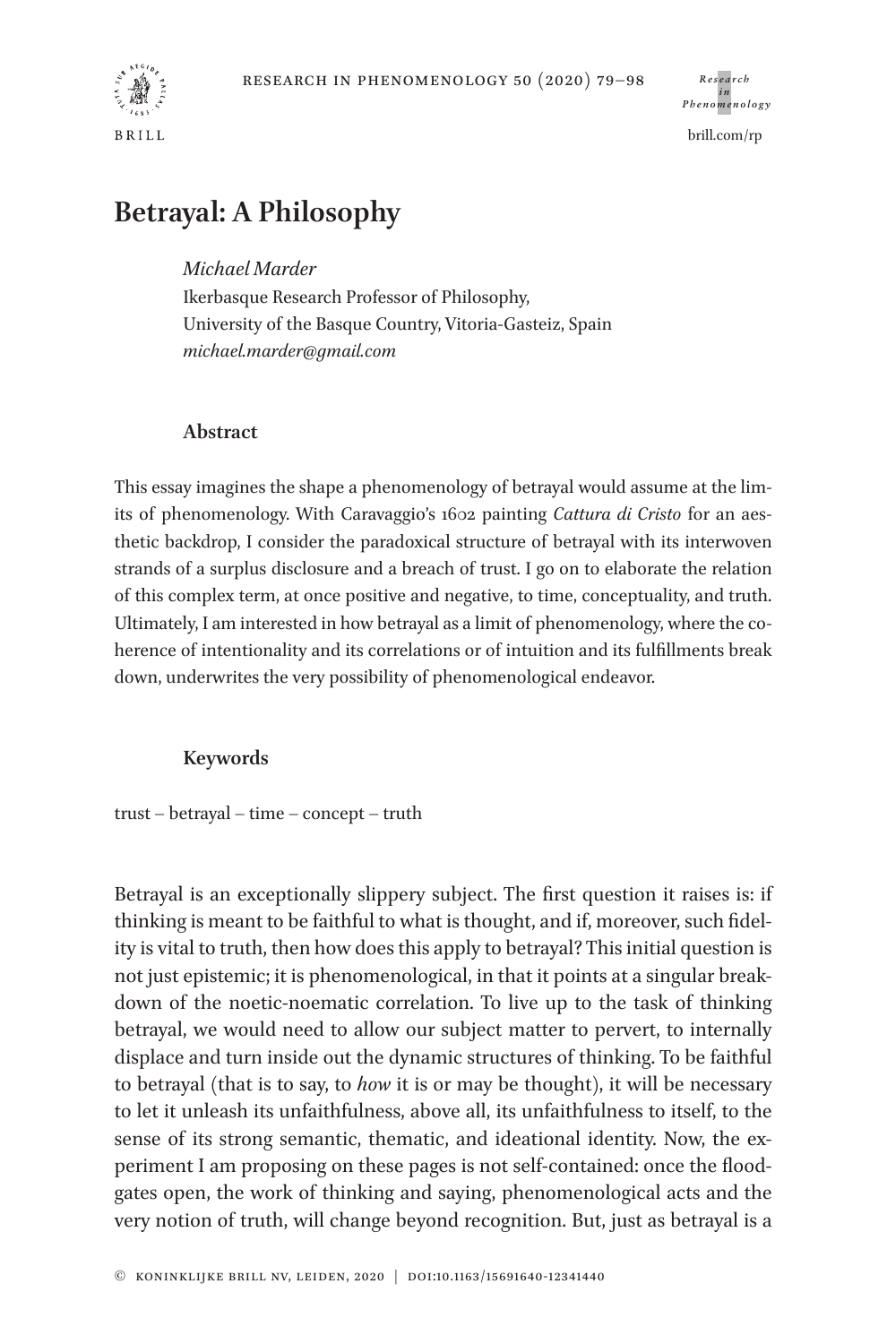# Betrayal: A Philosophy

*Michael Marder*
Ikerbasque Research Professor of Philosophy,
University of the Basque Country, Vitoria-Gasteiz, Spain
*michael.marder@gmail.com*

## Abstract

This essay imagines the shape a phenomenology of betrayal would assume at the limits of phenomenology. With Caravaggio's 1602 painting *Cattura di Cristo* for an aesthetic backdrop, I consider the paradoxical structure of betrayal with its interwoven strands of a surplus disclosure and a breach of trust. I go on to elaborate the relation of this complex term, at once positive and negative, to time, conceptuality, and truth. Ultimately, I am interested in how betrayal as a limit of phenomenology, where the coherence of intentionality and its correlations or of intuition and its fulfillments break down, underwrites the very possibility of phenomenological endeavor.

## Keywords

trust – betrayal – time – concept – truth

Betrayal is an exceptionally slippery subject. The first question it raises is: if thinking is meant to be faithful to what is thought, and if, moreover, such fidelity is vital to truth, then how does this apply to betrayal? This initial question is not just epistemic; it is phenomenological, in that it points at a singular breakdown of the noetic-noematic correlation. To live up to the task of thinking betrayal, we would need to allow our subject matter to pervert, to internally displace and turn inside out the dynamic structures of thinking. To be faithful to betrayal (that is to say, to *how* it is or may be thought), it will be necessary to let it unleash its unfaithfulness, above all, its unfaithfulness to itself, to the sense of its strong semantic, thematic, and ideational identity. Now, the experiment I am proposing on these pages is not self-contained: once the floodgates open, the work of thinking and saying, phenomenological acts and the very notion of truth, will change beyond recognition. But, just as betrayal is a

© KONINKLIJKE BRILL NV, LEIDEN, 2020 | DOI:10.1163/15691640-12341440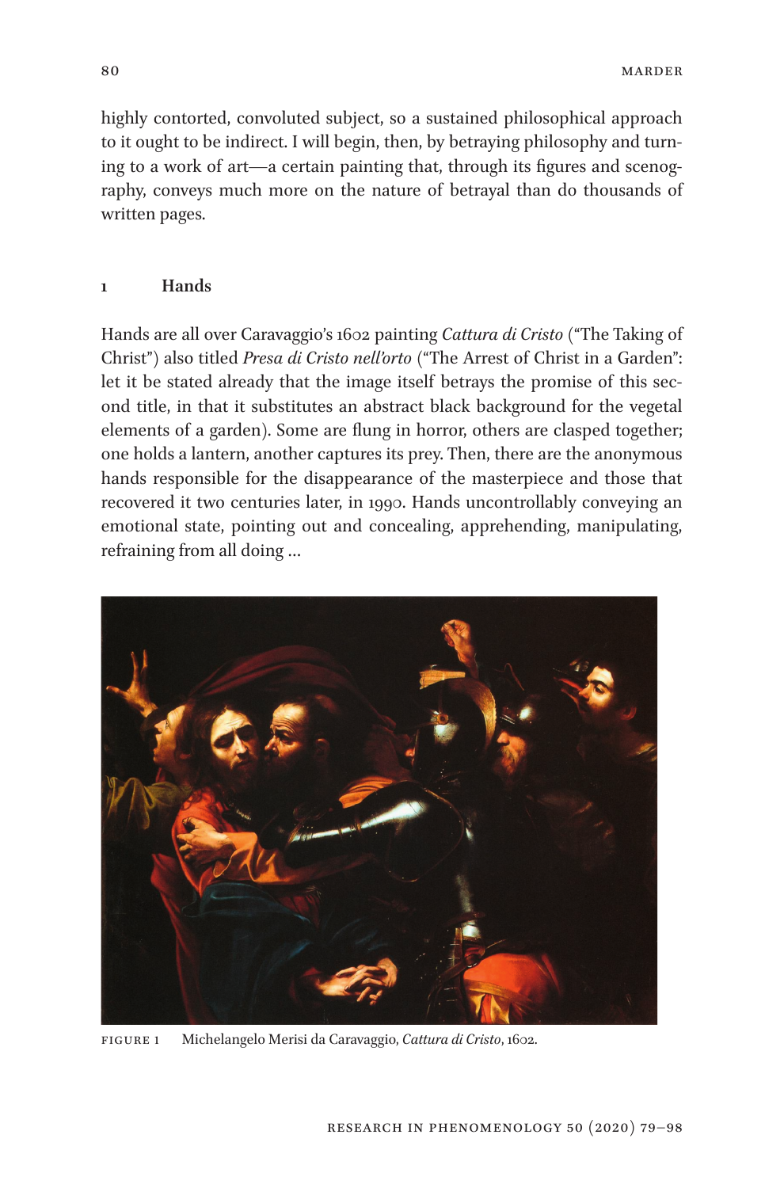highly contorted, convoluted subject, so a sustained philosophical approach to it ought to be indirect. I will begin, then, by betraying philosophy and turning to a work of art—a certain painting that, through its figures and scenography, conveys much more on the nature of betrayal than do thousands of written pages.

## 1 Hands

Hands are all over Caravaggio's 1602 painting *Cattura di Cristo* ("The Taking of Christ") also titled *Presa di Cristo nell'orto* ("The Arrest of Christ in a Garden": let it be stated already that the image itself betrays the promise of this second title, in that it substitutes an abstract black background for the vegetal elements of a garden). Some are flung in horror, others are clasped together; one holds a lantern, another captures its prey. Then, there are the anonymous hands responsible for the disappearance of the masterpiece and those that recovered it two centuries later, in 1990. Hands uncontrollably conveying an emotional state, pointing out and concealing, apprehending, manipulating, refraining from all doing …

FIGURE 1 Michelangelo Merisi da Caravaggio, *Cattura di Cristo*, 1602.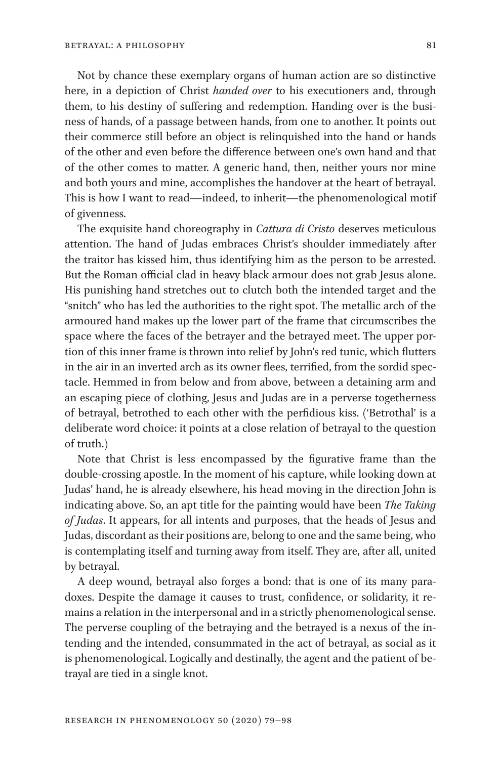Not by chance these exemplary organs of human action are so distinctive here, in a depiction of Christ *handed over* to his executioners and, through them, to his destiny of suffering and redemption. Handing over is the business of hands, of a passage between hands, from one to another. It points out their commerce still before an object is relinquished into the hand or hands of the other and even before the difference between one's own hand and that of the other comes to matter. A generic hand, then, neither yours nor mine and both yours and mine, accomplishes the handover at the heart of betrayal. This is how I want to read—indeed, to inherit—the phenomenological motif of givenness.

The exquisite hand choreography in *Cattura di Cristo* deserves meticulous attention. The hand of Judas embraces Christ's shoulder immediately after the traitor has kissed him, thus identifying him as the person to be arrested. But the Roman official clad in heavy black armour does not grab Jesus alone. His punishing hand stretches out to clutch both the intended target and the "snitch" who has led the authorities to the right spot. The metallic arch of the armoured hand makes up the lower part of the frame that circumscribes the space where the faces of the betrayer and the betrayed meet. The upper portion of this inner frame is thrown into relief by John's red tunic, which flutters in the air in an inverted arch as its owner flees, terrified, from the sordid spectacle. Hemmed in from below and from above, between a detaining arm and an escaping piece of clothing, Jesus and Judas are in a perverse togetherness of betrayal, betrothed to each other with the perfidious kiss. ('Betrothal' is a deliberate word choice: it points at a close relation of betrayal to the question of truth.)

Note that Christ is less encompassed by the figurative frame than the double-crossing apostle. In the moment of his capture, while looking down at Judas' hand, he is already elsewhere, his head moving in the direction John is indicating above. So, an apt title for the painting would have been *The Taking of Judas*. It appears, for all intents and purposes, that the heads of Jesus and Judas, discordant as their positions are, belong to one and the same being, who is contemplating itself and turning away from itself. They are, after all, united by betrayal.

A deep wound, betrayal also forges a bond: that is one of its many paradoxes. Despite the damage it causes to trust, confidence, or solidarity, it remains a relation in the interpersonal and in a strictly phenomenological sense. The perverse coupling of the betraying and the betrayed is a nexus of the intending and the intended, consummated in the act of betrayal, as social as it is phenomenological. Logically and destinally, the agent and the patient of betrayal are tied in a single knot.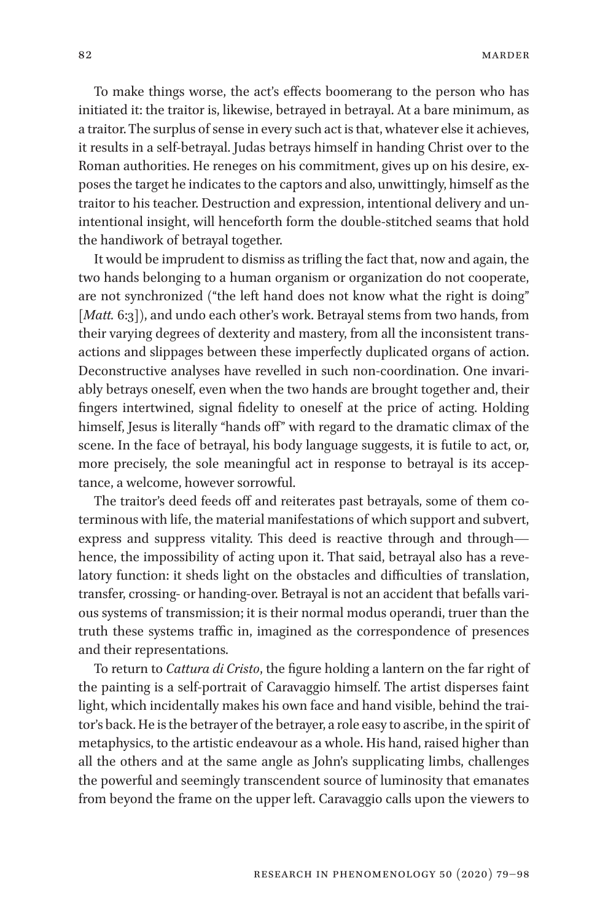To make things worse, the act's effects boomerang to the person who has initiated it: the traitor is, likewise, betrayed in betrayal. At a bare minimum, as a traitor. The surplus of sense in every such act is that, whatever else it achieves, it results in a self-betrayal. Judas betrays himself in handing Christ over to the Roman authorities. He reneges on his commitment, gives up on his desire, exposes the target he indicates to the captors and also, unwittingly, himself as the traitor to his teacher. Destruction and expression, intentional delivery and unintentional insight, will henceforth form the double-stitched seams that hold the handiwork of betrayal together.

It would be imprudent to dismiss as trifling the fact that, now and again, the two hands belonging to a human organism or organization do not cooperate, are not synchronized ("the left hand does not know what the right is doing" [*Matt.* 6:3]), and undo each other's work. Betrayal stems from two hands, from their varying degrees of dexterity and mastery, from all the inconsistent transactions and slippages between these imperfectly duplicated organs of action. Deconstructive analyses have revelled in such non-coordination. One invariably betrays oneself, even when the two hands are brought together and, their fingers intertwined, signal fidelity to oneself at the price of acting. Holding himself, Jesus is literally "hands off" with regard to the dramatic climax of the scene. In the face of betrayal, his body language suggests, it is futile to act, or, more precisely, the sole meaningful act in response to betrayal is its acceptance, a welcome, however sorrowful.

The traitor's deed feeds off and reiterates past betrayals, some of them coterminous with life, the material manifestations of which support and subvert, express and suppress vitality. This deed is reactive through and through—hence, the impossibility of acting upon it. That said, betrayal also has a revelatory function: it sheds light on the obstacles and difficulties of translation, transfer, crossing- or handing-over. Betrayal is not an accident that befalls various systems of transmission; it is their normal modus operandi, truer than the truth these systems traffic in, imagined as the correspondence of presences and their representations.

To return to *Cattura di Cristo*, the figure holding a lantern on the far right of the painting is a self-portrait of Caravaggio himself. The artist disperses faint light, which incidentally makes his own face and hand visible, behind the traitor's back. He is the betrayer of the betrayer, a role easy to ascribe, in the spirit of metaphysics, to the artistic endeavour as a whole. His hand, raised higher than all the others and at the same angle as John's supplicating limbs, challenges the powerful and seemingly transcendent source of luminosity that emanates from beyond the frame on the upper left. Caravaggio calls upon the viewers to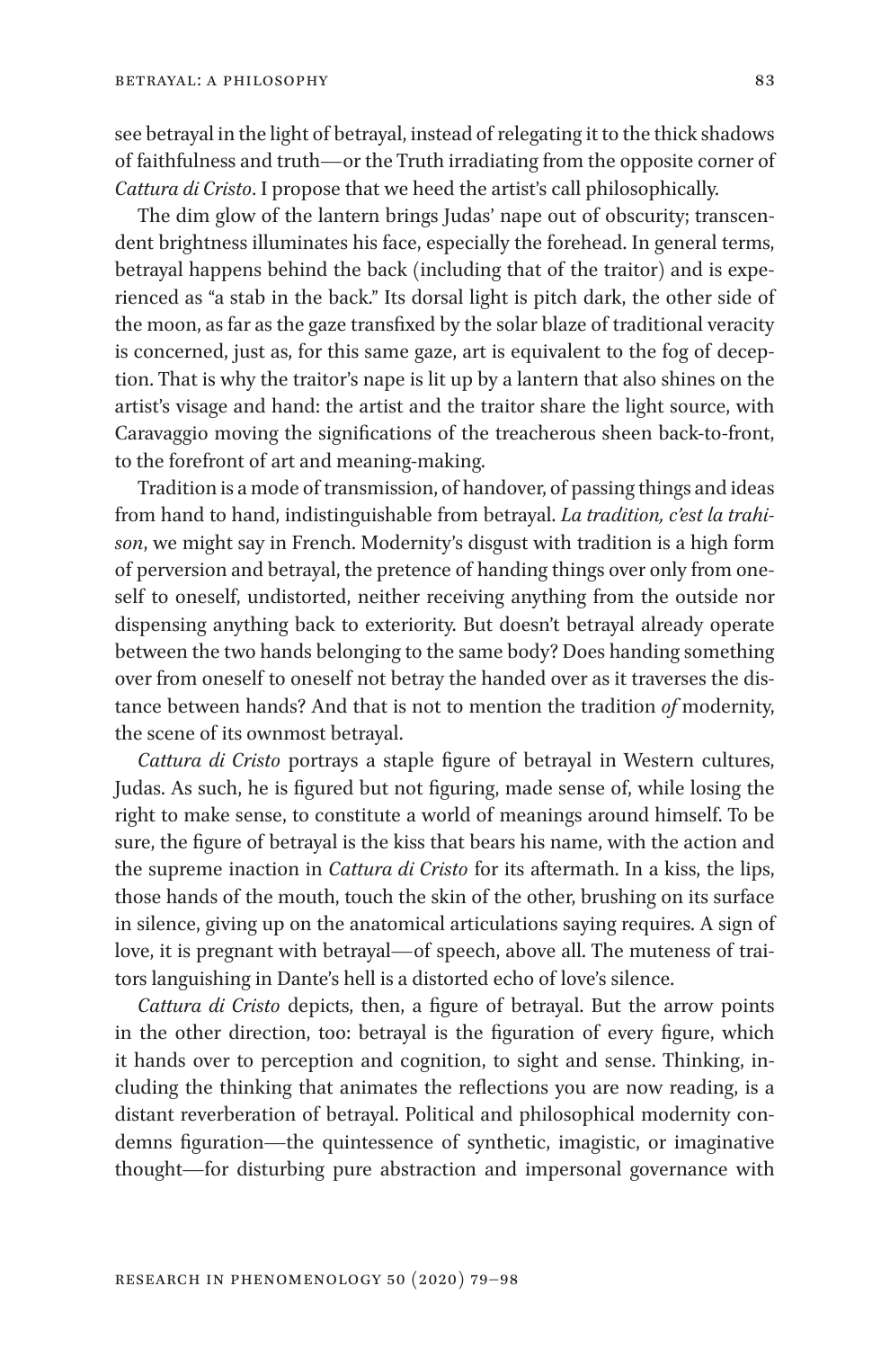see betrayal in the light of betrayal, instead of relegating it to the thick shadows of faithfulness and truth—or the Truth irradiating from the opposite corner of *Cattura di Cristo*. I propose that we heed the artist's call philosophically.

The dim glow of the lantern brings Judas' nape out of obscurity; transcendent brightness illuminates his face, especially the forehead. In general terms, betrayal happens behind the back (including that of the traitor) and is experienced as "a stab in the back." Its dorsal light is pitch dark, the other side of the moon, as far as the gaze transfixed by the solar blaze of traditional veracity is concerned, just as, for this same gaze, art is equivalent to the fog of deception. That is why the traitor's nape is lit up by a lantern that also shines on the artist's visage and hand: the artist and the traitor share the light source, with Caravaggio moving the significations of the treacherous sheen back-to-front, to the forefront of art and meaning-making.

Tradition is a mode of transmission, of handover, of passing things and ideas from hand to hand, indistinguishable from betrayal. *La tradition, c'est la trahison*, we might say in French. Modernity's disgust with tradition is a high form of perversion and betrayal, the pretence of handing things over only from oneself to oneself, undistorted, neither receiving anything from the outside nor dispensing anything back to exteriority. But doesn't betrayal already operate between the two hands belonging to the same body? Does handing something over from oneself to oneself not betray the handed over as it traverses the distance between hands? And that is not to mention the tradition *of* modernity, the scene of its ownmost betrayal.

*Cattura di Cristo* portrays a staple figure of betrayal in Western cultures, Judas. As such, he is figured but not figuring, made sense of, while losing the right to make sense, to constitute a world of meanings around himself. To be sure, the figure of betrayal is the kiss that bears his name, with the action and the supreme inaction in *Cattura di Cristo* for its aftermath. In a kiss, the lips, those hands of the mouth, touch the skin of the other, brushing on its surface in silence, giving up on the anatomical articulations saying requires. A sign of love, it is pregnant with betrayal—of speech, above all. The muteness of traitors languishing in Dante's hell is a distorted echo of love's silence.

*Cattura di Cristo* depicts, then, a figure of betrayal. But the arrow points in the other direction, too: betrayal is the figuration of every figure, which it hands over to perception and cognition, to sight and sense. Thinking, including the thinking that animates the reflections you are now reading, is a distant reverberation of betrayal. Political and philosophical modernity condemns figuration—the quintessence of synthetic, imagistic, or imaginative thought—for disturbing pure abstraction and impersonal governance with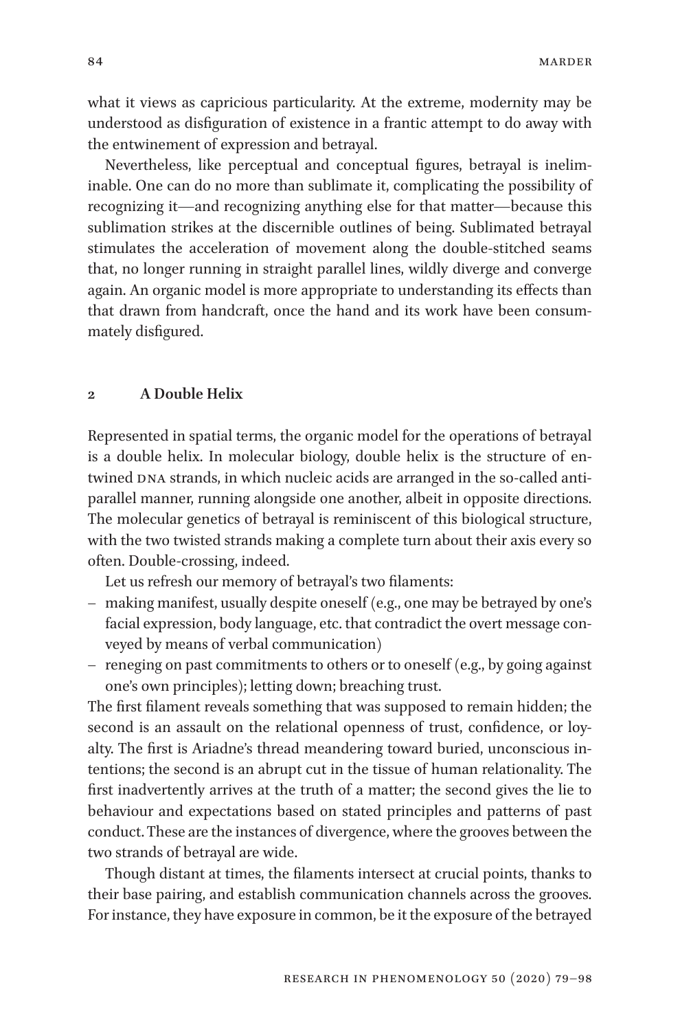what it views as capricious particularity. At the extreme, modernity may be understood as disfiguration of existence in a frantic attempt to do away with the entwinement of expression and betrayal.

Nevertheless, like perceptual and conceptual figures, betrayal is ineliminable. One can do no more than sublimate it, complicating the possibility of recognizing it—and recognizing anything else for that matter—because this sublimation strikes at the discernible outlines of being. Sublimated betrayal stimulates the acceleration of movement along the double-stitched seams that, no longer running in straight parallel lines, wildly diverge and converge again. An organic model is more appropriate to understanding its effects than that drawn from handcraft, once the hand and its work have been consummately disfigured.

## 2 A Double Helix

Represented in spatial terms, the organic model for the operations of betrayal is a double helix. In molecular biology, double helix is the structure of entwined DNA strands, in which nucleic acids are arranged in the so-called antiparallel manner, running alongside one another, albeit in opposite directions. The molecular genetics of betrayal is reminiscent of this biological structure, with the two twisted strands making a complete turn about their axis every so often. Double-crossing, indeed.

Let us refresh our memory of betrayal's two filaments:

- making manifest, usually despite oneself (e.g., one may be betrayed by one's facial expression, body language, etc. that contradict the overt message conveyed by means of verbal communication)
- reneging on past commitments to others or to oneself (e.g., by going against one's own principles); letting down; breaching trust.

The first filament reveals something that was supposed to remain hidden; the second is an assault on the relational openness of trust, confidence, or loyalty. The first is Ariadne's thread meandering toward buried, unconscious intentions; the second is an abrupt cut in the tissue of human relationality. The first inadvertently arrives at the truth of a matter; the second gives the lie to behaviour and expectations based on stated principles and patterns of past conduct. These are the instances of divergence, where the grooves between the two strands of betrayal are wide.

Though distant at times, the filaments intersect at crucial points, thanks to their base pairing, and establish communication channels across the grooves. For instance, they have exposure in common, be it the exposure of the betrayed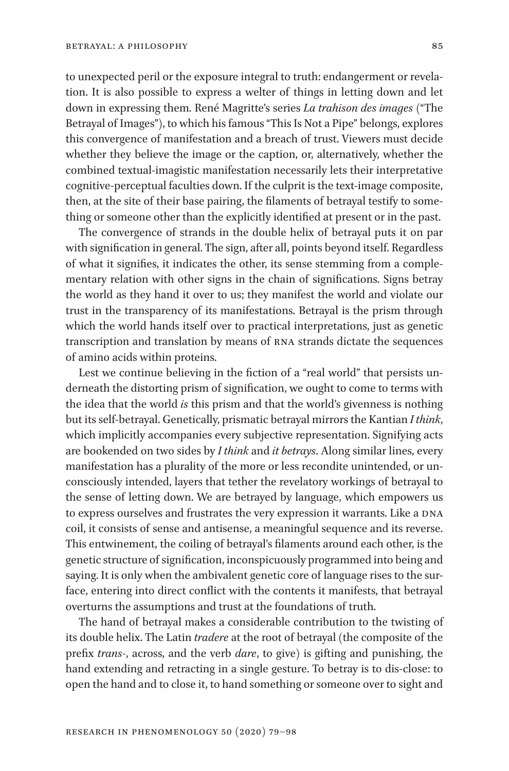to unexpected peril or the exposure integral to truth: endangerment or revelation. It is also possible to express a welter of things in letting down and let down in expressing them. René Magritte's series *La trahison des images* ("The Betrayal of Images"), to which his famous "This Is Not a Pipe" belongs, explores this convergence of manifestation and a breach of trust. Viewers must decide whether they believe the image or the caption, or, alternatively, whether the combined textual-imagistic manifestation necessarily lets their interpretative cognitive-perceptual faculties down. If the culprit is the text-image composite, then, at the site of their base pairing, the filaments of betrayal testify to something or someone other than the explicitly identified at present or in the past.

The convergence of strands in the double helix of betrayal puts it on par with signification in general. The sign, after all, points beyond itself. Regardless of what it signifies, it indicates the other, its sense stemming from a complementary relation with other signs in the chain of significations. Signs betray the world as they hand it over to us; they manifest the world and violate our trust in the transparency of its manifestations. Betrayal is the prism through which the world hands itself over to practical interpretations, just as genetic transcription and translation by means of RNA strands dictate the sequences of amino acids within proteins.

Lest we continue believing in the fiction of a "real world" that persists underneath the distorting prism of signification, we ought to come to terms with the idea that the world *is* this prism and that the world's givenness is nothing but its self-betrayal. Genetically, prismatic betrayal mirrors the Kantian *I think*, which implicitly accompanies every subjective representation. Signifying acts are bookended on two sides by *I think* and *it betrays*. Along similar lines, every manifestation has a plurality of the more or less recondite unintended, or unconsciously intended, layers that tether the revelatory workings of betrayal to the sense of letting down. We are betrayed by language, which empowers us to express ourselves and frustrates the very expression it warrants. Like a DNA coil, it consists of sense and antisense, a meaningful sequence and its reverse. This entwinement, the coiling of betrayal's filaments around each other, is the genetic structure of signification, inconspicuously programmed into being and saying. It is only when the ambivalent genetic core of language rises to the surface, entering into direct conflict with the contents it manifests, that betrayal overturns the assumptions and trust at the foundations of truth.

The hand of betrayal makes a considerable contribution to the twisting of its double helix. The Latin *tradere* at the root of betrayal (the composite of the prefix *trans-*, across, and the verb *dare*, to give) is gifting and punishing, the hand extending and retracting in a single gesture. To betray is to dis-close: to open the hand and to close it, to hand something or someone over to sight and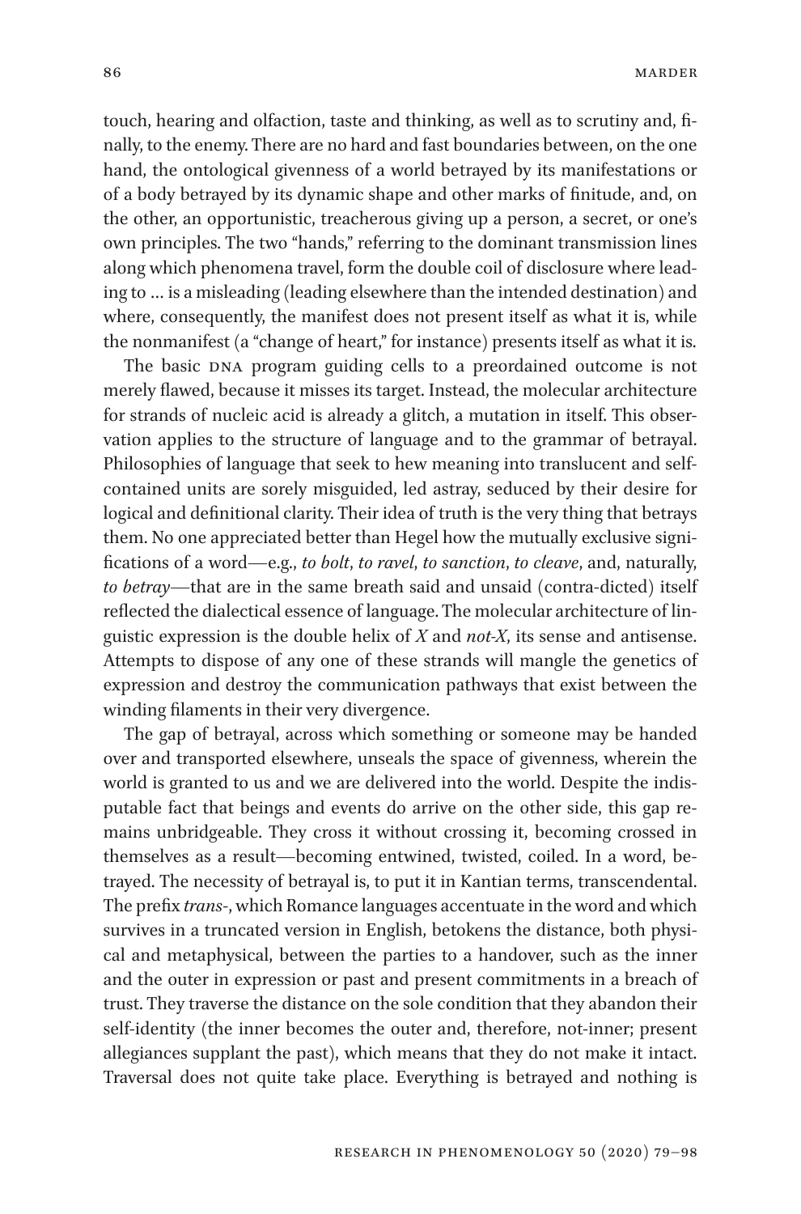touch, hearing and olfaction, taste and thinking, as well as to scrutiny and, finally, to the enemy. There are no hard and fast boundaries between, on the one hand, the ontological givenness of a world betrayed by its manifestations or of a body betrayed by its dynamic shape and other marks of finitude, and, on the other, an opportunistic, treacherous giving up a person, a secret, or one's own principles. The two "hands," referring to the dominant transmission lines along which phenomena travel, form the double coil of disclosure where leading to … is a misleading (leading elsewhere than the intended destination) and where, consequently, the manifest does not present itself as what it is, while the nonmanifest (a "change of heart," for instance) presents itself as what it is.

The basic DNA program guiding cells to a preordained outcome is not merely flawed, because it misses its target. Instead, the molecular architecture for strands of nucleic acid is already a glitch, a mutation in itself. This observation applies to the structure of language and to the grammar of betrayal. Philosophies of language that seek to hew meaning into translucent and self-contained units are sorely misguided, led astray, seduced by their desire for logical and definitional clarity. Their idea of truth is the very thing that betrays them. No one appreciated better than Hegel how the mutually exclusive significations of a word—e.g., *to bolt*, *to ravel*, *to sanction*, *to cleave*, and, naturally, *to betray*—that are in the same breath said and unsaid (contra-dicted) itself reflected the dialectical essence of language. The molecular architecture of linguistic expression is the double helix of *X* and *not-X*, its sense and antisense. Attempts to dispose of any one of these strands will mangle the genetics of expression and destroy the communication pathways that exist between the winding filaments in their very divergence.

The gap of betrayal, across which something or someone may be handed over and transported elsewhere, unseals the space of givenness, wherein the world is granted to us and we are delivered into the world. Despite the indisputable fact that beings and events do arrive on the other side, this gap remains unbridgeable. They cross it without crossing it, becoming crossed in themselves as a result—becoming entwined, twisted, coiled. In a word, betrayed. The necessity of betrayal is, to put it in Kantian terms, transcendental. The prefix *trans-*, which Romance languages accentuate in the word and which survives in a truncated version in English, betokens the distance, both physical and metaphysical, between the parties to a handover, such as the inner and the outer in expression or past and present commitments in a breach of trust. They traverse the distance on the sole condition that they abandon their self-identity (the inner becomes the outer and, therefore, not-inner; present allegiances supplant the past), which means that they do not make it intact. Traversal does not quite take place. Everything is betrayed and nothing is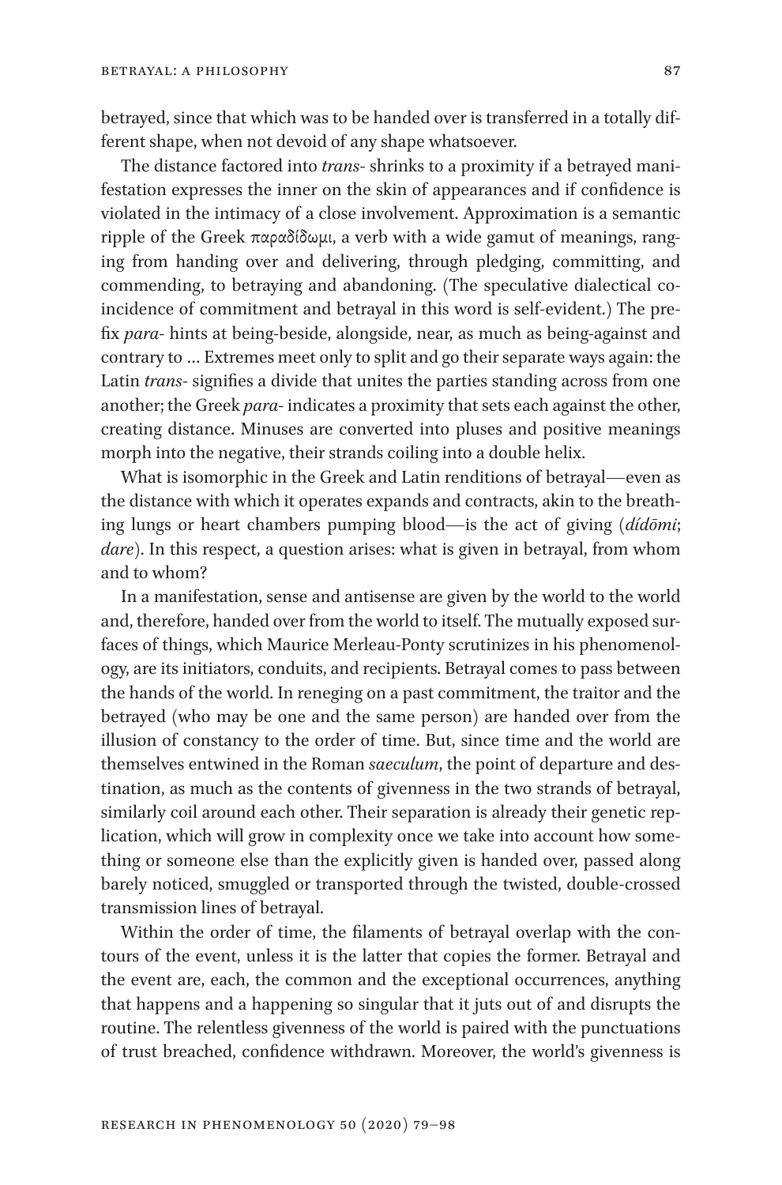betrayed, since that which was to be handed over is transferred in a totally different shape, when not devoid of any shape whatsoever.

The distance factored into *trans-* shrinks to a proximity if a betrayed manifestation expresses the inner on the skin of appearances and if confidence is violated in the intimacy of a close involvement. Approximation is a semantic ripple of the Greek παραδίδωμι, a verb with a wide gamut of meanings, ranging from handing over and delivering, through pledging, committing, and commending, to betraying and abandoning. (The speculative dialectical coincidence of commitment and betrayal in this word is self-evident.) The prefix *para-* hints at being-beside, alongside, near, as much as being-against and contrary to … Extremes meet only to split and go their separate ways again: the Latin *trans-* signifies a divide that unites the parties standing across from one another; the Greek *para-* indicates a proximity that sets each against the other, creating distance. Minuses are converted into pluses and positive meanings morph into the negative, their strands coiling into a double helix.

What is isomorphic in the Greek and Latin renditions of betrayal—even as the distance with which it operates expands and contracts, akin to the breathing lungs or heart chambers pumping blood—is the act of giving (*dídōmi*; *dare*). In this respect, a question arises: what is given in betrayal, from whom and to whom?

In a manifestation, sense and antisense are given by the world to the world and, therefore, handed over from the world to itself. The mutually exposed surfaces of things, which Maurice Merleau-Ponty scrutinizes in his phenomenology, are its initiators, conduits, and recipients. Betrayal comes to pass between the hands of the world. In reneging on a past commitment, the traitor and the betrayed (who may be one and the same person) are handed over from the illusion of constancy to the order of time. But, since time and the world are themselves entwined in the Roman *saeculum*, the point of departure and destination, as much as the contents of givenness in the two strands of betrayal, similarly coil around each other. Their separation is already their genetic replication, which will grow in complexity once we take into account how something or someone else than the explicitly given is handed over, passed along barely noticed, smuggled or transported through the twisted, double-crossed transmission lines of betrayal.

Within the order of time, the filaments of betrayal overlap with the contours of the event, unless it is the latter that copies the former. Betrayal and the event are, each, the common and the exceptional occurrences, anything that happens and a happening so singular that it juts out of and disrupts the routine. The relentless givenness of the world is paired with the punctuations of trust breached, confidence withdrawn. Moreover, the world's givenness is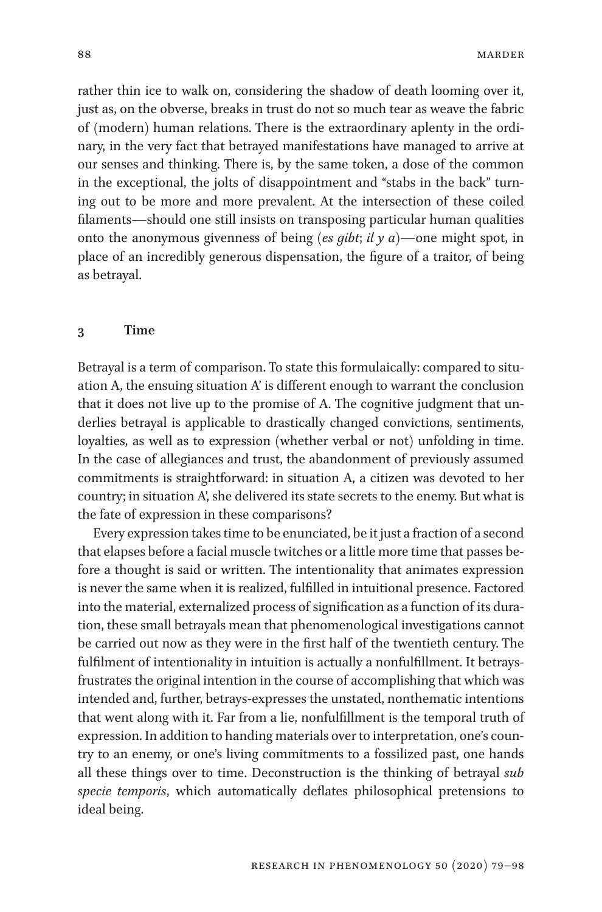rather thin ice to walk on, considering the shadow of death looming over it, just as, on the obverse, breaks in trust do not so much tear as weave the fabric of (modern) human relations. There is the extraordinary aplenty in the ordinary, in the very fact that betrayed manifestations have managed to arrive at our senses and thinking. There is, by the same token, a dose of the common in the exceptional, the jolts of disappointment and "stabs in the back" turning out to be more and more prevalent. At the intersection of these coiled filaments—should one still insists on transposing particular human qualities onto the anonymous givenness of being (*es gibt*; *il y a*)—one might spot, in place of an incredibly generous dispensation, the figure of a traitor, of being as betrayal.

## 3 Time

Betrayal is a term of comparison. To state this formulaically: compared to situation A, the ensuing situation A' is different enough to warrant the conclusion that it does not live up to the promise of A. The cognitive judgment that underlies betrayal is applicable to drastically changed convictions, sentiments, loyalties, as well as to expression (whether verbal or not) unfolding in time. In the case of allegiances and trust, the abandonment of previously assumed commitments is straightforward: in situation A, a citizen was devoted to her country; in situation A', she delivered its state secrets to the enemy. But what is the fate of expression in these comparisons?

Every expression takes time to be enunciated, be it just a fraction of a second that elapses before a facial muscle twitches or a little more time that passes before a thought is said or written. The intentionality that animates expression is never the same when it is realized, fulfilled in intuitional presence. Factored into the material, externalized process of signification as a function of its duration, these small betrayals mean that phenomenological investigations cannot be carried out now as they were in the first half of the twentieth century. The fulfilment of intentionality in intuition is actually a nonfulfillment. It betrays-frustrates the original intention in the course of accomplishing that which was intended and, further, betrays-expresses the unstated, nonthematic intentions that went along with it. Far from a lie, nonfulfillment is the temporal truth of expression. In addition to handing materials over to interpretation, one's country to an enemy, or one's living commitments to a fossilized past, one hands all these things over to time. Deconstruction is the thinking of betrayal *sub specie temporis*, which automatically deflates philosophical pretensions to ideal being.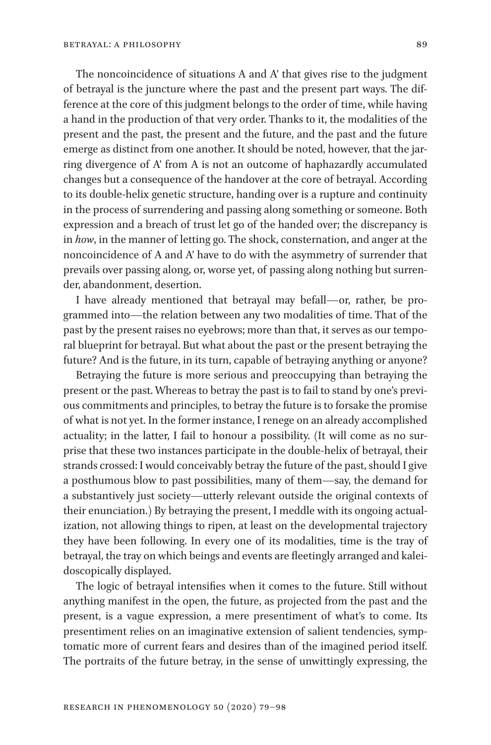The noncoincidence of situations A and A' that gives rise to the judgment of betrayal is the juncture where the past and the present part ways. The difference at the core of this judgment belongs to the order of time, while having a hand in the production of that very order. Thanks to it, the modalities of the present and the past, the present and the future, and the past and the future emerge as distinct from one another. It should be noted, however, that the jarring divergence of A' from A is not an outcome of haphazardly accumulated changes but a consequence of the handover at the core of betrayal. According to its double-helix genetic structure, handing over is a rupture and continuity in the process of surrendering and passing along something or someone. Both expression and a breach of trust let go of the handed over; the discrepancy is in *how*, in the manner of letting go. The shock, consternation, and anger at the noncoincidence of A and A' have to do with the asymmetry of surrender that prevails over passing along, or, worse yet, of passing along nothing but surrender, abandonment, desertion.

I have already mentioned that betrayal may befall—or, rather, be programmed into—the relation between any two modalities of time. That of the past by the present raises no eyebrows; more than that, it serves as our temporal blueprint for betrayal. But what about the past or the present betraying the future? And is the future, in its turn, capable of betraying anything or anyone?

Betraying the future is more serious and preoccupying than betraying the present or the past. Whereas to betray the past is to fail to stand by one's previous commitments and principles, to betray the future is to forsake the promise of what is not yet. In the former instance, I renege on an already accomplished actuality; in the latter, I fail to honour a possibility. (It will come as no surprise that these two instances participate in the double-helix of betrayal, their strands crossed: I would conceivably betray the future of the past, should I give a posthumous blow to past possibilities, many of them—say, the demand for a substantively just society—utterly relevant outside the original contexts of their enunciation.) By betraying the present, I meddle with its ongoing actualization, not allowing things to ripen, at least on the developmental trajectory they have been following. In every one of its modalities, time is the tray of betrayal, the tray on which beings and events are fleetingly arranged and kaleidoscopically displayed.

The logic of betrayal intensifies when it comes to the future. Still without anything manifest in the open, the future, as projected from the past and the present, is a vague expression, a mere presentiment of what's to come. Its presentiment relies on an imaginative extension of salient tendencies, symptomatic more of current fears and desires than of the imagined period itself. The portraits of the future betray, in the sense of unwittingly expressing, the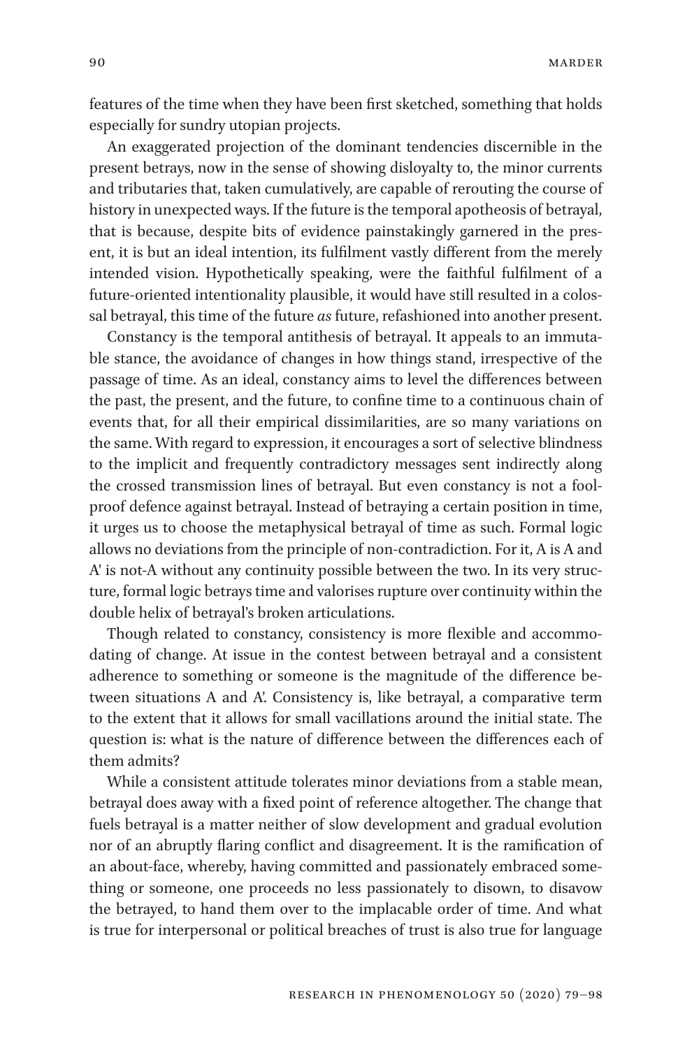features of the time when they have been first sketched, something that holds especially for sundry utopian projects.

An exaggerated projection of the dominant tendencies discernible in the present betrays, now in the sense of showing disloyalty to, the minor currents and tributaries that, taken cumulatively, are capable of rerouting the course of history in unexpected ways. If the future is the temporal apotheosis of betrayal, that is because, despite bits of evidence painstakingly garnered in the present, it is but an ideal intention, its fulfilment vastly different from the merely intended vision. Hypothetically speaking, were the faithful fulfilment of a future-oriented intentionality plausible, it would have still resulted in a colossal betrayal, this time of the future *as* future, refashioned into another present.

Constancy is the temporal antithesis of betrayal. It appeals to an immutable stance, the avoidance of changes in how things stand, irrespective of the passage of time. As an ideal, constancy aims to level the differences between the past, the present, and the future, to confine time to a continuous chain of events that, for all their empirical dissimilarities, are so many variations on the same. With regard to expression, it encourages a sort of selective blindness to the implicit and frequently contradictory messages sent indirectly along the crossed transmission lines of betrayal. But even constancy is not a foolproof defence against betrayal. Instead of betraying a certain position in time, it urges us to choose the metaphysical betrayal of time as such. Formal logic allows no deviations from the principle of non-contradiction. For it, A is A and A' is not-A without any continuity possible between the two. In its very structure, formal logic betrays time and valorises rupture over continuity within the double helix of betrayal's broken articulations.

Though related to constancy, consistency is more flexible and accommodating of change. At issue in the contest between betrayal and a consistent adherence to something or someone is the magnitude of the difference between situations A and A'. Consistency is, like betrayal, a comparative term to the extent that it allows for small vacillations around the initial state. The question is: what is the nature of difference between the differences each of them admits?

While a consistent attitude tolerates minor deviations from a stable mean, betrayal does away with a fixed point of reference altogether. The change that fuels betrayal is a matter neither of slow development and gradual evolution nor of an abruptly flaring conflict and disagreement. It is the ramification of an about-face, whereby, having committed and passionately embraced something or someone, one proceeds no less passionately to disown, to disavow the betrayed, to hand them over to the implacable order of time. And what is true for interpersonal or political breaches of trust is also true for language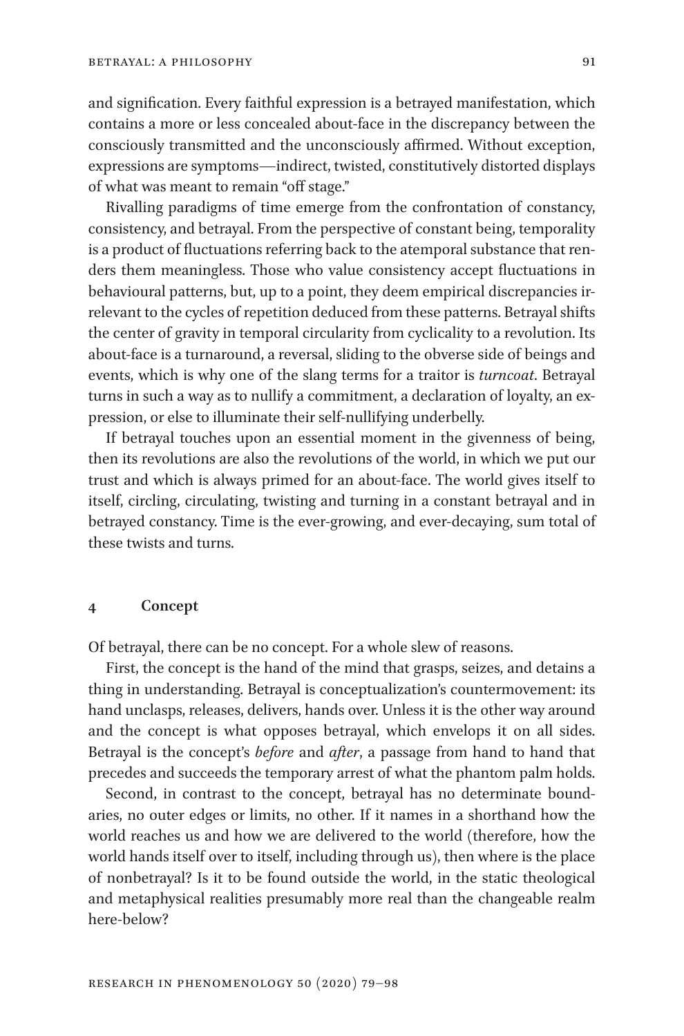and signification. Every faithful expression is a betrayed manifestation, which contains a more or less concealed about-face in the discrepancy between the consciously transmitted and the unconsciously affirmed. Without exception, expressions are symptoms—indirect, twisted, constitutively distorted displays of what was meant to remain "off stage."

Rivalling paradigms of time emerge from the confrontation of constancy, consistency, and betrayal. From the perspective of constant being, temporality is a product of fluctuations referring back to the atemporal substance that renders them meaningless. Those who value consistency accept fluctuations in behavioural patterns, but, up to a point, they deem empirical discrepancies irrelevant to the cycles of repetition deduced from these patterns. Betrayal shifts the center of gravity in temporal circularity from cyclicality to a revolution. Its about-face is a turnaround, a reversal, sliding to the obverse side of beings and events, which is why one of the slang terms for a traitor is *turncoat*. Betrayal turns in such a way as to nullify a commitment, a declaration of loyalty, an expression, or else to illuminate their self-nullifying underbelly.

If betrayal touches upon an essential moment in the givenness of being, then its revolutions are also the revolutions of the world, in which we put our trust and which is always primed for an about-face. The world gives itself to itself, circling, circulating, twisting and turning in a constant betrayal and in betrayed constancy. Time is the ever-growing, and ever-decaying, sum total of these twists and turns.

## 4 Concept

Of betrayal, there can be no concept. For a whole slew of reasons.

First, the concept is the hand of the mind that grasps, seizes, and detains a thing in understanding. Betrayal is conceptualization's countermovement: its hand unclasps, releases, delivers, hands over. Unless it is the other way around and the concept is what opposes betrayal, which envelops it on all sides. Betrayal is the concept's *before* and *after*, a passage from hand to hand that precedes and succeeds the temporary arrest of what the phantom palm holds.

Second, in contrast to the concept, betrayal has no determinate boundaries, no outer edges or limits, no other. If it names in a shorthand how the world reaches us and how we are delivered to the world (therefore, how the world hands itself over to itself, including through us), then where is the place of nonbetrayal? Is it to be found outside the world, in the static theological and metaphysical realities presumably more real than the changeable realm here-below?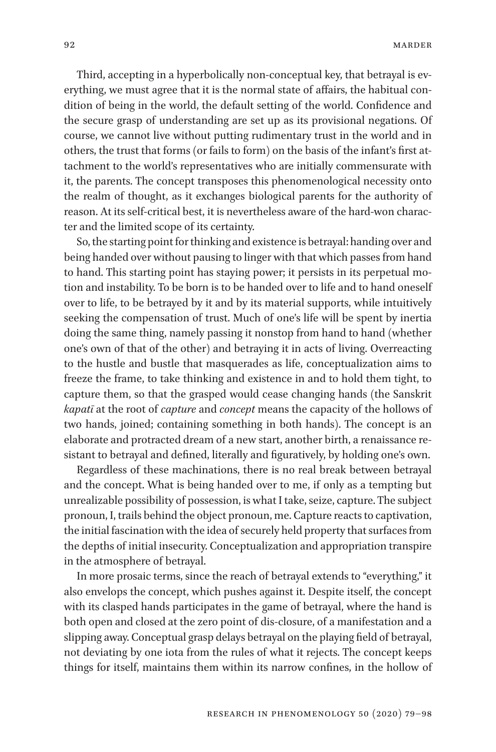Third, accepting in a hyperbolically non-conceptual key, that betrayal is everything, we must agree that it is the normal state of affairs, the habitual condition of being in the world, the default setting of the world. Confidence and the secure grasp of understanding are set up as its provisional negations. Of course, we cannot live without putting rudimentary trust in the world and in others, the trust that forms (or fails to form) on the basis of the infant's first attachment to the world's representatives who are initially commensurate with it, the parents. The concept transposes this phenomenological necessity onto the realm of thought, as it exchanges biological parents for the authority of reason. At its self-critical best, it is nevertheless aware of the hard-won character and the limited scope of its certainty.

So, the starting point for thinking and existence is betrayal: handing over and being handed over without pausing to linger with that which passes from hand to hand. This starting point has staying power; it persists in its perpetual motion and instability. To be born is to be handed over to life and to hand oneself over to life, to be betrayed by it and by its material supports, while intuitively seeking the compensation of trust. Much of one's life will be spent by inertia doing the same thing, namely passing it nonstop from hand to hand (whether one's own of that of the other) and betraying it in acts of living. Overreacting to the hustle and bustle that masquerades as life, conceptualization aims to freeze the frame, to take thinking and existence in and to hold them tight, to capture them, so that the grasped would cease changing hands (the Sanskrit *kapatī* at the root of *capture* and *concept* means the capacity of the hollows of two hands, joined; containing something in both hands). The concept is an elaborate and protracted dream of a new start, another birth, a renaissance resistant to betrayal and defined, literally and figuratively, by holding one's own.

Regardless of these machinations, there is no real break between betrayal and the concept. What is being handed over to me, if only as a tempting but unrealizable possibility of possession, is what I take, seize, capture. The subject pronoun, I, trails behind the object pronoun, me. Capture reacts to captivation, the initial fascination with the idea of securely held property that surfaces from the depths of initial insecurity. Conceptualization and appropriation transpire in the atmosphere of betrayal.

In more prosaic terms, since the reach of betrayal extends to "everything," it also envelops the concept, which pushes against it. Despite itself, the concept with its clasped hands participates in the game of betrayal, where the hand is both open and closed at the zero point of dis-closure, of a manifestation and a slipping away. Conceptual grasp delays betrayal on the playing field of betrayal, not deviating by one iota from the rules of what it rejects. The concept keeps things for itself, maintains them within its narrow confines, in the hollow of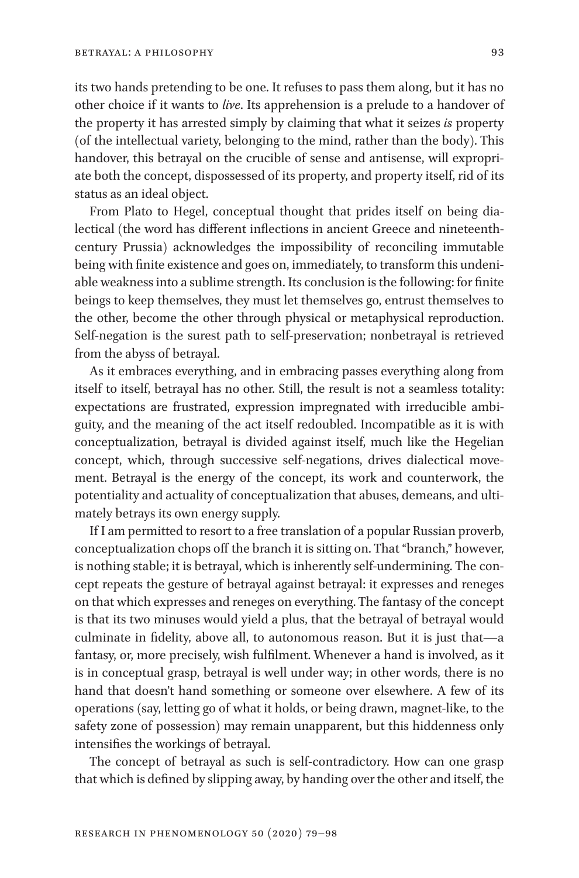its two hands pretending to be one. It refuses to pass them along, but it has no other choice if it wants to *live*. Its apprehension is a prelude to a handover of the property it has arrested simply by claiming that what it seizes *is* property (of the intellectual variety, belonging to the mind, rather than the body). This handover, this betrayal on the crucible of sense and antisense, will expropriate both the concept, dispossessed of its property, and property itself, rid of its status as an ideal object.

From Plato to Hegel, conceptual thought that prides itself on being dialectical (the word has different inflections in ancient Greece and nineteenth-century Prussia) acknowledges the impossibility of reconciling immutable being with finite existence and goes on, immediately, to transform this undeniable weakness into a sublime strength. Its conclusion is the following: for finite beings to keep themselves, they must let themselves go, entrust themselves to the other, become the other through physical or metaphysical reproduction. Self-negation is the surest path to self-preservation; nonbetrayal is retrieved from the abyss of betrayal.

As it embraces everything, and in embracing passes everything along from itself to itself, betrayal has no other. Still, the result is not a seamless totality: expectations are frustrated, expression impregnated with irreducible ambiguity, and the meaning of the act itself redoubled. Incompatible as it is with conceptualization, betrayal is divided against itself, much like the Hegelian concept, which, through successive self-negations, drives dialectical movement. Betrayal is the energy of the concept, its work and counterwork, the potentiality and actuality of conceptualization that abuses, demeans, and ultimately betrays its own energy supply.

If I am permitted to resort to a free translation of a popular Russian proverb, conceptualization chops off the branch it is sitting on. That "branch," however, is nothing stable; it is betrayal, which is inherently self-undermining. The concept repeats the gesture of betrayal against betrayal: it expresses and reneges on that which expresses and reneges on everything. The fantasy of the concept is that its two minuses would yield a plus, that the betrayal of betrayal would culminate in fidelity, above all, to autonomous reason. But it is just that—a fantasy, or, more precisely, wish fulfilment. Whenever a hand is involved, as it is in conceptual grasp, betrayal is well under way; in other words, there is no hand that doesn't hand something or someone over elsewhere. A few of its operations (say, letting go of what it holds, or being drawn, magnet-like, to the safety zone of possession) may remain unapparent, but this hiddenness only intensifies the workings of betrayal.

The concept of betrayal as such is self-contradictory. How can one grasp that which is defined by slipping away, by handing over the other and itself, the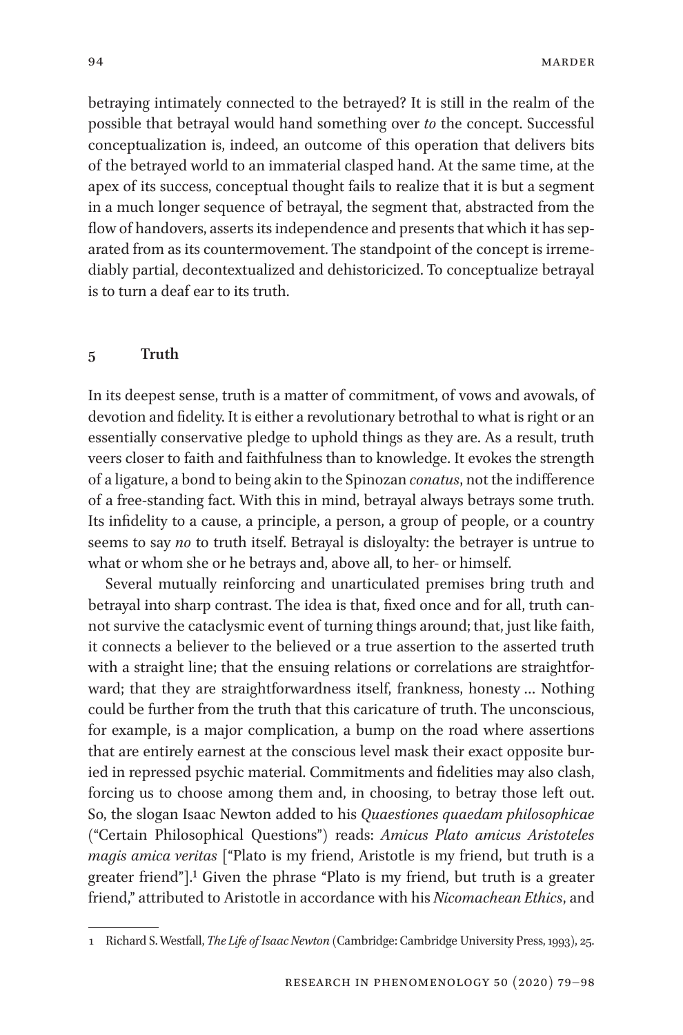betraying intimately connected to the betrayed? It is still in the realm of the possible that betrayal would hand something over *to* the concept. Successful conceptualization is, indeed, an outcome of this operation that delivers bits of the betrayed world to an immaterial clasped hand. At the same time, at the apex of its success, conceptual thought fails to realize that it is but a segment in a much longer sequence of betrayal, the segment that, abstracted from the flow of handovers, asserts its independence and presents that which it has separated from as its countermovement. The standpoint of the concept is irremediably partial, decontextualized and dehistoricized. To conceptualize betrayal is to turn a deaf ear to its truth.

## 5 Truth

In its deepest sense, truth is a matter of commitment, of vows and avowals, of devotion and fidelity. It is either a revolutionary betrothal to what is right or an essentially conservative pledge to uphold things as they are. As a result, truth veers closer to faith and faithfulness than to knowledge. It evokes the strength of a ligature, a bond to being akin to the Spinozan *conatus*, not the indifference of a free-standing fact. With this in mind, betrayal always betrays some truth. Its infidelity to a cause, a principle, a person, a group of people, or a country seems to say *no* to truth itself. Betrayal is disloyalty: the betrayer is untrue to what or whom she or he betrays and, above all, to her- or himself.

Several mutually reinforcing and unarticulated premises bring truth and betrayal into sharp contrast. The idea is that, fixed once and for all, truth cannot survive the cataclysmic event of turning things around; that, just like faith, it connects a believer to the believed or a true assertion to the asserted truth with a straight line; that the ensuing relations or correlations are straightforward; that they are straightforwardness itself, frankness, honesty ... Nothing could be further from the truth that this caricature of truth. The unconscious, for example, is a major complication, a bump on the road where assertions that are entirely earnest at the conscious level mask their exact opposite buried in repressed psychic material. Commitments and fidelities may also clash, forcing us to choose among them and, in choosing, to betray those left out. So, the slogan Isaac Newton added to his *Quaestiones quaedam philosophicae* ("Certain Philosophical Questions") reads: *Amicus Plato amicus Aristoteles magis amica veritas* ["Plato is my friend, Aristotle is my friend, but truth is a greater friend"].[1] Given the phrase "Plato is my friend, but truth is a greater friend," attributed to Aristotle in accordance with his *Nicomachean Ethics*, and

---

1 Richard S. Westfall, *The Life of Isaac Newton* (Cambridge: Cambridge University Press, 1993), 25.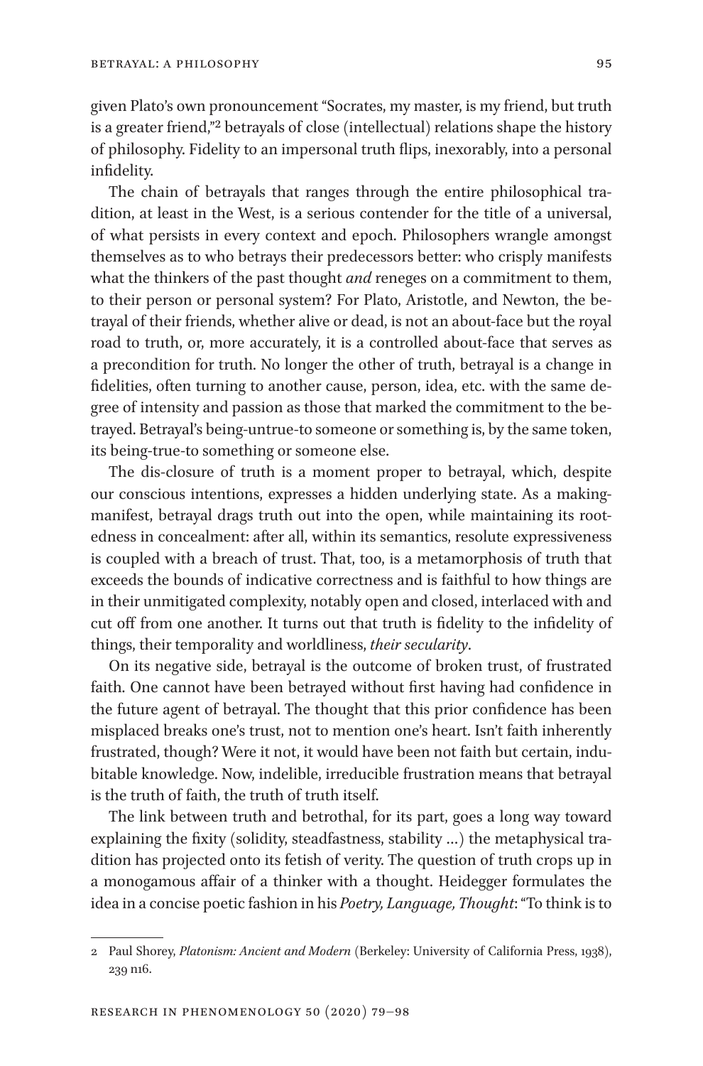given Plato's own pronouncement "Socrates, my master, is my friend, but truth is a greater friend,"[2] betrayals of close (intellectual) relations shape the history of philosophy. Fidelity to an impersonal truth flips, inexorably, into a personal infidelity.

The chain of betrayals that ranges through the entire philosophical tradition, at least in the West, is a serious contender for the title of a universal, of what persists in every context and epoch. Philosophers wrangle amongst themselves as to who betrays their predecessors better: who crisply manifests what the thinkers of the past thought *and* reneges on a commitment to them, to their person or personal system? For Plato, Aristotle, and Newton, the betrayal of their friends, whether alive or dead, is not an about-face but the royal road to truth, or, more accurately, it is a controlled about-face that serves as a precondition for truth. No longer the other of truth, betrayal is a change in fidelities, often turning to another cause, person, idea, etc. with the same degree of intensity and passion as those that marked the commitment to the betrayed. Betrayal's being-untrue-to someone or something is, by the same token, its being-true-to something or someone else.

The dis-closure of truth is a moment proper to betrayal, which, despite our conscious intentions, expresses a hidden underlying state. As a making-manifest, betrayal drags truth out into the open, while maintaining its rootedness in concealment: after all, within its semantics, resolute expressiveness is coupled with a breach of trust. That, too, is a metamorphosis of truth that exceeds the bounds of indicative correctness and is faithful to how things are in their unmitigated complexity, notably open and closed, interlaced with and cut off from one another. It turns out that truth is fidelity to the infidelity of things, their temporality and worldliness, *their secularity*.

On its negative side, betrayal is the outcome of broken trust, of frustrated faith. One cannot have been betrayed without first having had confidence in the future agent of betrayal. The thought that this prior confidence has been misplaced breaks one's trust, not to mention one's heart. Isn't faith inherently frustrated, though? Were it not, it would have been not faith but certain, indubitable knowledge. Now, indelible, irreducible frustration means that betrayal is the truth of faith, the truth of truth itself.

The link between truth and betrothal, for its part, goes a long way toward explaining the fixity (solidity, steadfastness, stability …) the metaphysical tradition has projected onto its fetish of verity. The question of truth crops up in a monogamous affair of a thinker with a thought. Heidegger formulates the idea in a concise poetic fashion in his *Poetry, Language, Thought*: "To think is to

---

2 Paul Shorey, *Platonism: Ancient and Modern* (Berkeley: University of California Press, 1938), 239 n16.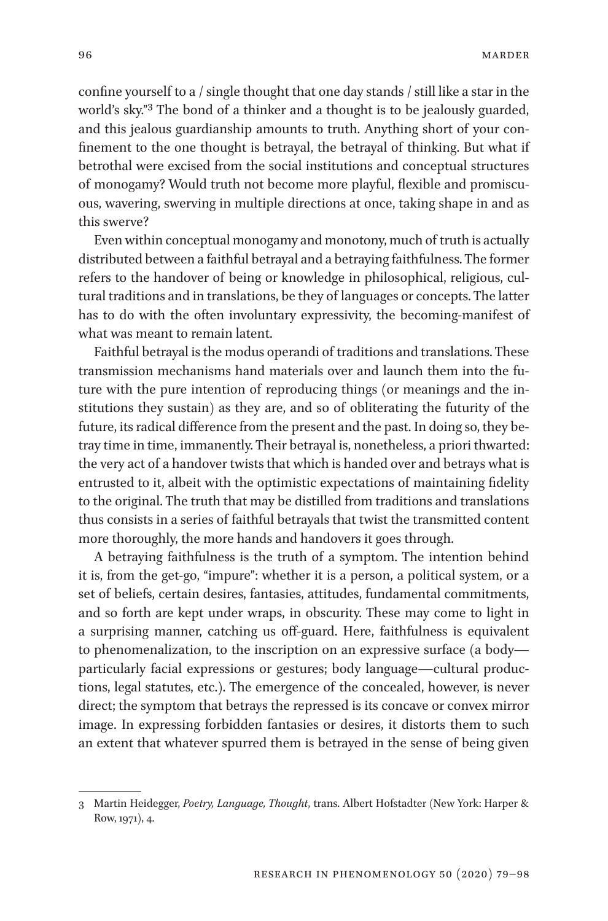confine yourself to a / single thought that one day stands / still like a star in the world's sky."[3] The bond of a thinker and a thought is to be jealously guarded, and this jealous guardianship amounts to truth. Anything short of your confinement to the one thought is betrayal, the betrayal of thinking. But what if betrothal were excised from the social institutions and conceptual structures of monogamy? Would truth not become more playful, flexible and promiscuous, wavering, swerving in multiple directions at once, taking shape in and as this swerve?

Even within conceptual monogamy and monotony, much of truth is actually distributed between a faithful betrayal and a betraying faithfulness. The former refers to the handover of being or knowledge in philosophical, religious, cultural traditions and in translations, be they of languages or concepts. The latter has to do with the often involuntary expressivity, the becoming-manifest of what was meant to remain latent.

Faithful betrayal is the modus operandi of traditions and translations. These transmission mechanisms hand materials over and launch them into the future with the pure intention of reproducing things (or meanings and the institutions they sustain) as they are, and so of obliterating the futurity of the future, its radical difference from the present and the past. In doing so, they betray time in time, immanently. Their betrayal is, nonetheless, a priori thwarted: the very act of a handover twists that which is handed over and betrays what is entrusted to it, albeit with the optimistic expectations of maintaining fidelity to the original. The truth that may be distilled from traditions and translations thus consists in a series of faithful betrayals that twist the transmitted content more thoroughly, the more hands and handovers it goes through.

A betraying faithfulness is the truth of a symptom. The intention behind it is, from the get-go, "impure": whether it is a person, a political system, or a set of beliefs, certain desires, fantasies, attitudes, fundamental commitments, and so forth are kept under wraps, in obscurity. These may come to light in a surprising manner, catching us off-guard. Here, faithfulness is equivalent to phenomenalization, to the inscription on an expressive surface (a body—particularly facial expressions or gestures; body language—cultural productions, legal statutes, etc.). The emergence of the concealed, however, is never direct; the symptom that betrays the repressed is its concave or convex mirror image. In expressing forbidden fantasies or desires, it distorts them to such an extent that whatever spurred them is betrayed in the sense of being given

---

3 Martin Heidegger, *Poetry, Language, Thought*, trans. Albert Hofstadter (New York: Harper & Row, 1971), 4.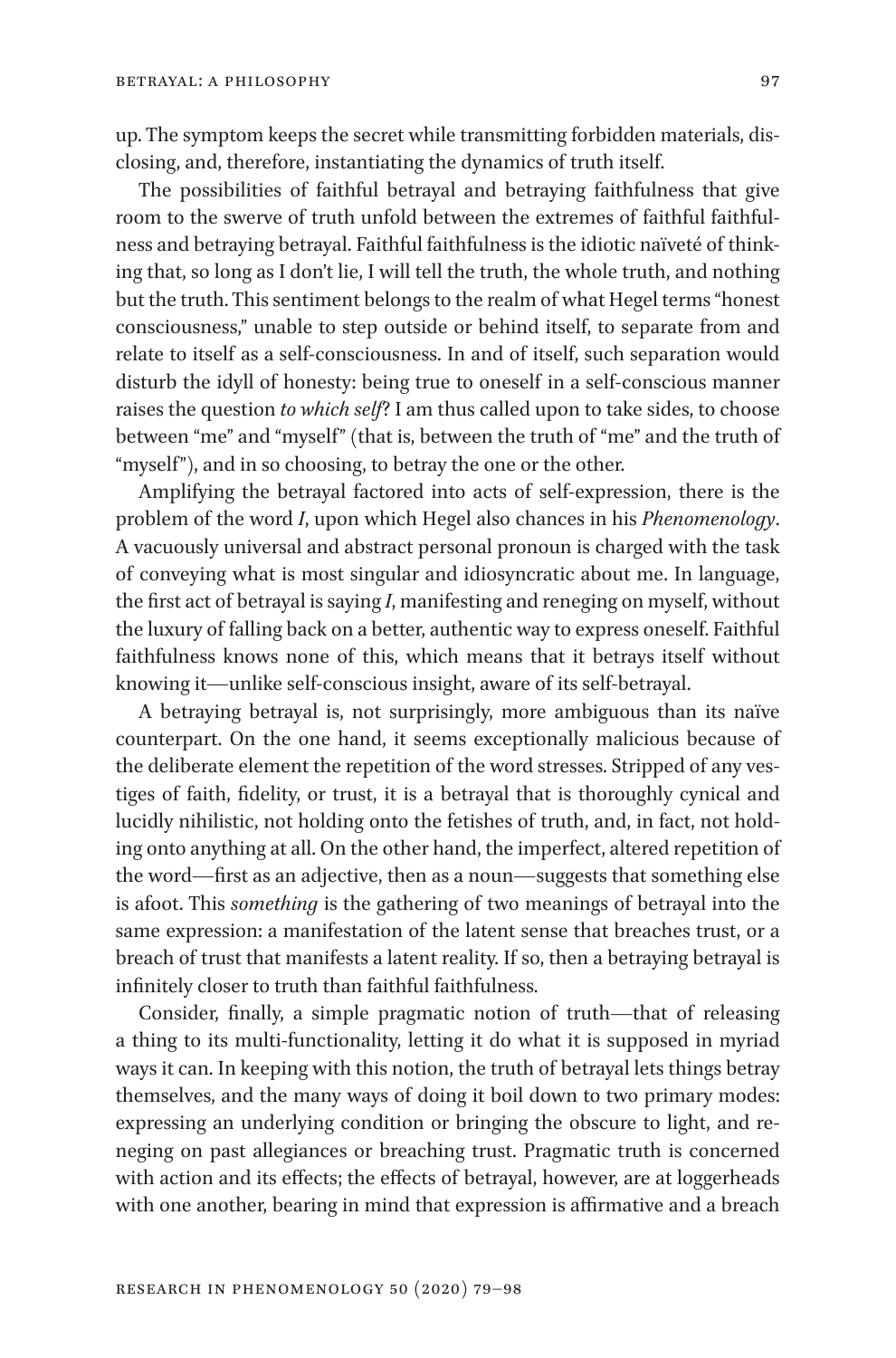up. The symptom keeps the secret while transmitting forbidden materials, disclosing, and, therefore, instantiating the dynamics of truth itself.

The possibilities of faithful betrayal and betraying faithfulness that give room to the swerve of truth unfold between the extremes of faithful faithfulness and betraying betrayal. Faithful faithfulness is the idiotic naïveté of thinking that, so long as I don't lie, I will tell the truth, the whole truth, and nothing but the truth. This sentiment belongs to the realm of what Hegel terms "honest consciousness," unable to step outside or behind itself, to separate from and relate to itself as a self-consciousness. In and of itself, such separation would disturb the idyll of honesty: being true to oneself in a self-conscious manner raises the question *to which self*? I am thus called upon to take sides, to choose between "me" and "myself" (that is, between the truth of "me" and the truth of "myself"), and in so choosing, to betray the one or the other.

Amplifying the betrayal factored into acts of self-expression, there is the problem of the word *I*, upon which Hegel also chances in his *Phenomenology*. A vacuously universal and abstract personal pronoun is charged with the task of conveying what is most singular and idiosyncratic about me. In language, the first act of betrayal is saying *I*, manifesting and reneging on myself, without the luxury of falling back on a better, authentic way to express oneself. Faithful faithfulness knows none of this, which means that it betrays itself without knowing it—unlike self-conscious insight, aware of its self-betrayal.

A betraying betrayal is, not surprisingly, more ambiguous than its naïve counterpart. On the one hand, it seems exceptionally malicious because of the deliberate element the repetition of the word stresses. Stripped of any vestiges of faith, fidelity, or trust, it is a betrayal that is thoroughly cynical and lucidly nihilistic, not holding onto the fetishes of truth, and, in fact, not holding onto anything at all. On the other hand, the imperfect, altered repetition of the word—first as an adjective, then as a noun—suggests that something else is afoot. This *something* is the gathering of two meanings of betrayal into the same expression: a manifestation of the latent sense that breaches trust, or a breach of trust that manifests a latent reality. If so, then a betraying betrayal is infinitely closer to truth than faithful faithfulness.

Consider, finally, a simple pragmatic notion of truth—that of releasing a thing to its multi-functionality, letting it do what it is supposed in myriad ways it can. In keeping with this notion, the truth of betrayal lets things betray themselves, and the many ways of doing it boil down to two primary modes: expressing an underlying condition or bringing the obscure to light, and reneging on past allegiances or breaching trust. Pragmatic truth is concerned with action and its effects; the effects of betrayal, however, are at loggerheads with one another, bearing in mind that expression is affirmative and a breach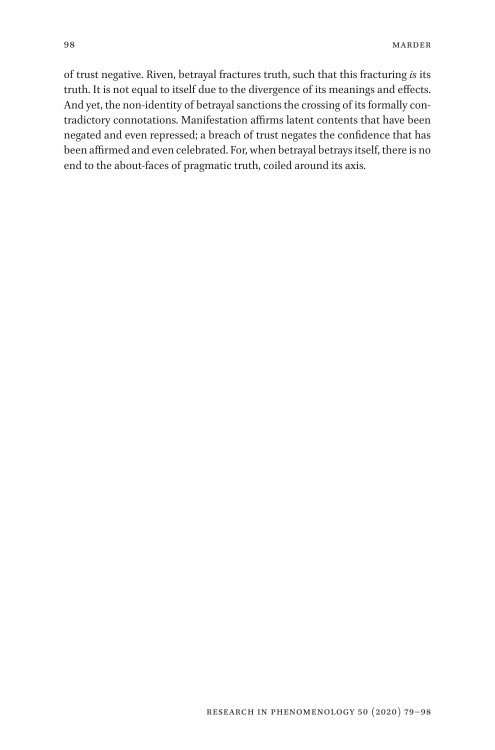of trust negative. Riven, betrayal fractures truth, such that this fracturing *is* its truth. It is not equal to itself due to the divergence of its meanings and effects. And yet, the non-identity of betrayal sanctions the crossing of its formally contradictory connotations. Manifestation affirms latent contents that have been negated and even repressed; a breach of trust negates the confidence that has been affirmed and even celebrated. For, when betrayal betrays itself, there is no end to the about-faces of pragmatic truth, coiled around its axis.